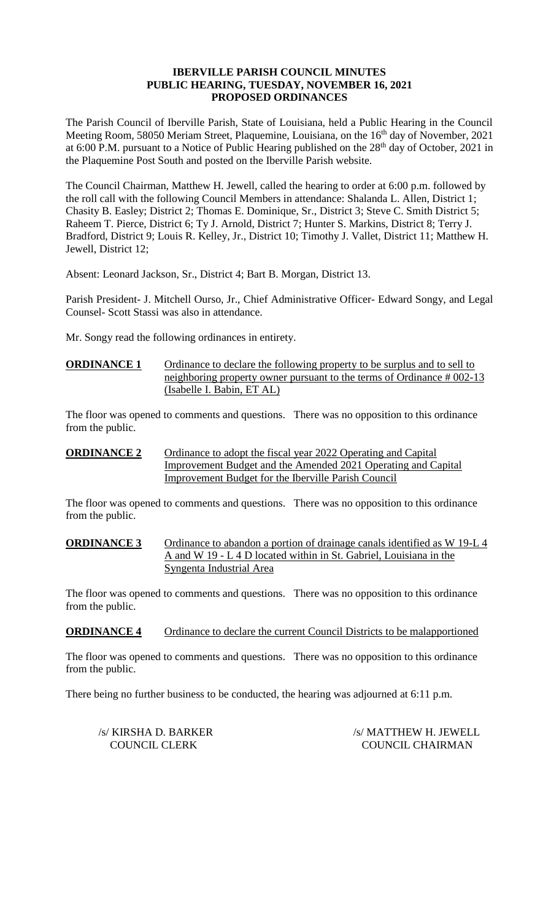**IBERVILLE PARISH COUNCIL MINUTES**
**PUBLIC HEARING, TUESDAY, NOVEMBER 16, 2021**
**PROPOSED ORDINANCES**

The Parish Council of Iberville Parish, State of Louisiana, held a Public Hearing in the Council Meeting Room, 58050 Meriam Street, Plaquemine, Louisiana, on the 16th day of November, 2021 at 6:00 P.M. pursuant to a Notice of Public Hearing published on the 28th day of October, 2021 in the Plaquemine Post South and posted on the Iberville Parish website.

The Council Chairman, Matthew H. Jewell, called the hearing to order at 6:00 p.m. followed by the roll call with the following Council Members in attendance: Shalanda L. Allen, District 1; Chasity B. Easley; District 2; Thomas E. Dominique, Sr., District 3; Steve C. Smith District 5; Raheem T. Pierce, District 6; Ty J. Arnold, District 7; Hunter S. Markins, District 8; Terry J. Bradford, District 9; Louis R. Kelley, Jr., District 10; Timothy J. Vallet, District 11; Matthew H. Jewell, District 12;

Absent: Leonard Jackson, Sr., District 4; Bart B. Morgan, District 13.

Parish President- J. Mitchell Ourso, Jr., Chief Administrative Officer- Edward Songy, and Legal Counsel- Scott Stassi was also in attendance.

Mr. Songy read the following ordinances in entirety.

**ORDINANCE 1** Ordinance to declare the following property to be surplus and to sell to neighboring property owner pursuant to the terms of Ordinance # 002-13 (Isabelle I. Babin, ET AL)

The floor was opened to comments and questions. There was no opposition to this ordinance from the public.

**ORDINANCE 2** Ordinance to adopt the fiscal year 2022 Operating and Capital Improvement Budget and the Amended 2021 Operating and Capital Improvement Budget for the Iberville Parish Council

The floor was opened to comments and questions. There was no opposition to this ordinance from the public.

**ORDINANCE 3** Ordinance to abandon a portion of drainage canals identified as W 19-L 4 A and W 19 - L 4 D located within in St. Gabriel, Louisiana in the Syngenta Industrial Area

The floor was opened to comments and questions. There was no opposition to this ordinance from the public.

**ORDINANCE 4** Ordinance to declare the current Council Districts to be malapportioned

The floor was opened to comments and questions. There was no opposition to this ordinance from the public.

There being no further business to be conducted, the hearing was adjourned at 6:11 p.m.

/s/ KIRSHA D. BARKER
COUNCIL CLERK

/s/ MATTHEW H. JEWELL
COUNCIL CHAIRMAN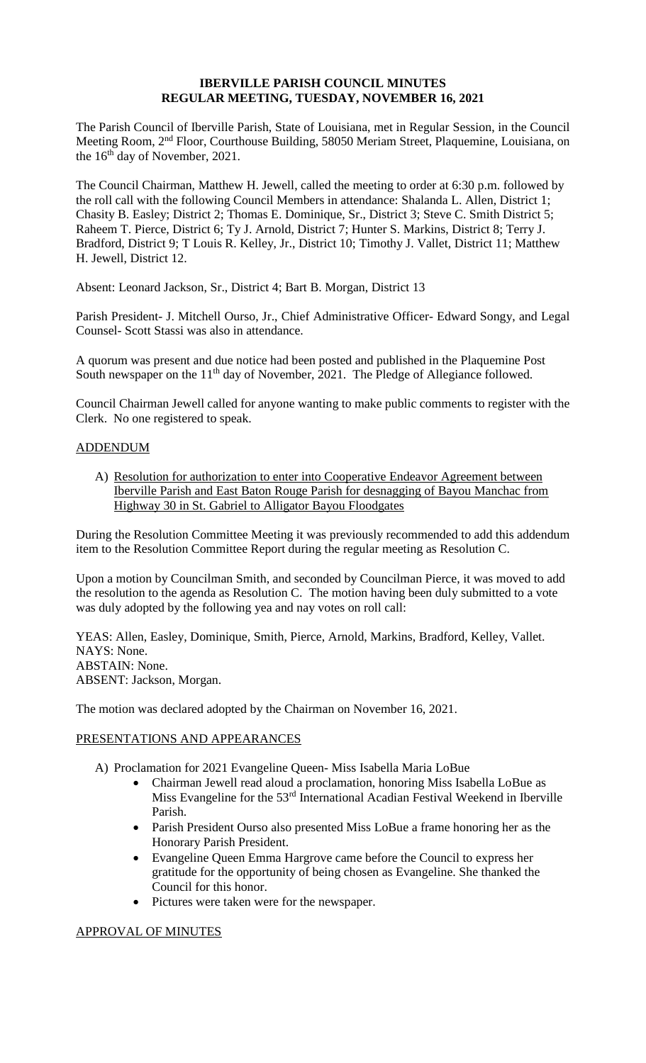**IBERVILLE PARISH COUNCIL MINUTES**
**REGULAR MEETING, TUESDAY, NOVEMBER 16, 2021**

The Parish Council of Iberville Parish, State of Louisiana, met in Regular Session, in the Council Meeting Room, 2nd Floor, Courthouse Building, 58050 Meriam Street, Plaquemine, Louisiana, on the 16th day of November, 2021.

The Council Chairman, Matthew H. Jewell, called the meeting to order at 6:30 p.m. followed by the roll call with the following Council Members in attendance: Shalanda L. Allen, District 1; Chasity B. Easley; District 2; Thomas E. Dominique, Sr., District 3; Steve C. Smith District 5; Raheem T. Pierce, District 6; Ty J. Arnold, District 7; Hunter S. Markins, District 8; Terry J. Bradford, District 9; T Louis R. Kelley, Jr., District 10; Timothy J. Vallet, District 11; Matthew H. Jewell, District 12.

Absent: Leonard Jackson, Sr., District 4; Bart B. Morgan, District 13

Parish President- J. Mitchell Ourso, Jr., Chief Administrative Officer- Edward Songy, and Legal Counsel- Scott Stassi was also in attendance.

A quorum was present and due notice had been posted and published in the Plaquemine Post South newspaper on the 11th day of November, 2021. The Pledge of Allegiance followed.

Council Chairman Jewell called for anyone wanting to make public comments to register with the Clerk. No one registered to speak.

ADDENDUM

A) Resolution for authorization to enter into Cooperative Endeavor Agreement between Iberville Parish and East Baton Rouge Parish for desnagging of Bayou Manchac from Highway 30 in St. Gabriel to Alligator Bayou Floodgates

During the Resolution Committee Meeting it was previously recommended to add this addendum item to the Resolution Committee Report during the regular meeting as Resolution C.

Upon a motion by Councilman Smith, and seconded by Councilman Pierce, it was moved to add the resolution to the agenda as Resolution C. The motion having been duly submitted to a vote was duly adopted by the following yea and nay votes on roll call:

YEAS: Allen, Easley, Dominique, Smith, Pierce, Arnold, Markins, Bradford, Kelley, Vallet.
NAYS: None.
ABSTAIN: None.
ABSENT: Jackson, Morgan.

The motion was declared adopted by the Chairman on November 16, 2021.

PRESENTATIONS AND APPEARANCES

A) Proclamation for 2021 Evangeline Queen- Miss Isabella Maria LoBue
   - Chairman Jewell read aloud a proclamation, honoring Miss Isabella LoBue as Miss Evangeline for the 53rd International Acadian Festival Weekend in Iberville Parish.
   - Parish President Ourso also presented Miss LoBue a frame honoring her as the Honorary Parish President.
   - Evangeline Queen Emma Hargrove came before the Council to express her gratitude for the opportunity of being chosen as Evangeline. She thanked the Council for this honor.
   - Pictures were taken were for the newspaper.

APPROVAL OF MINUTES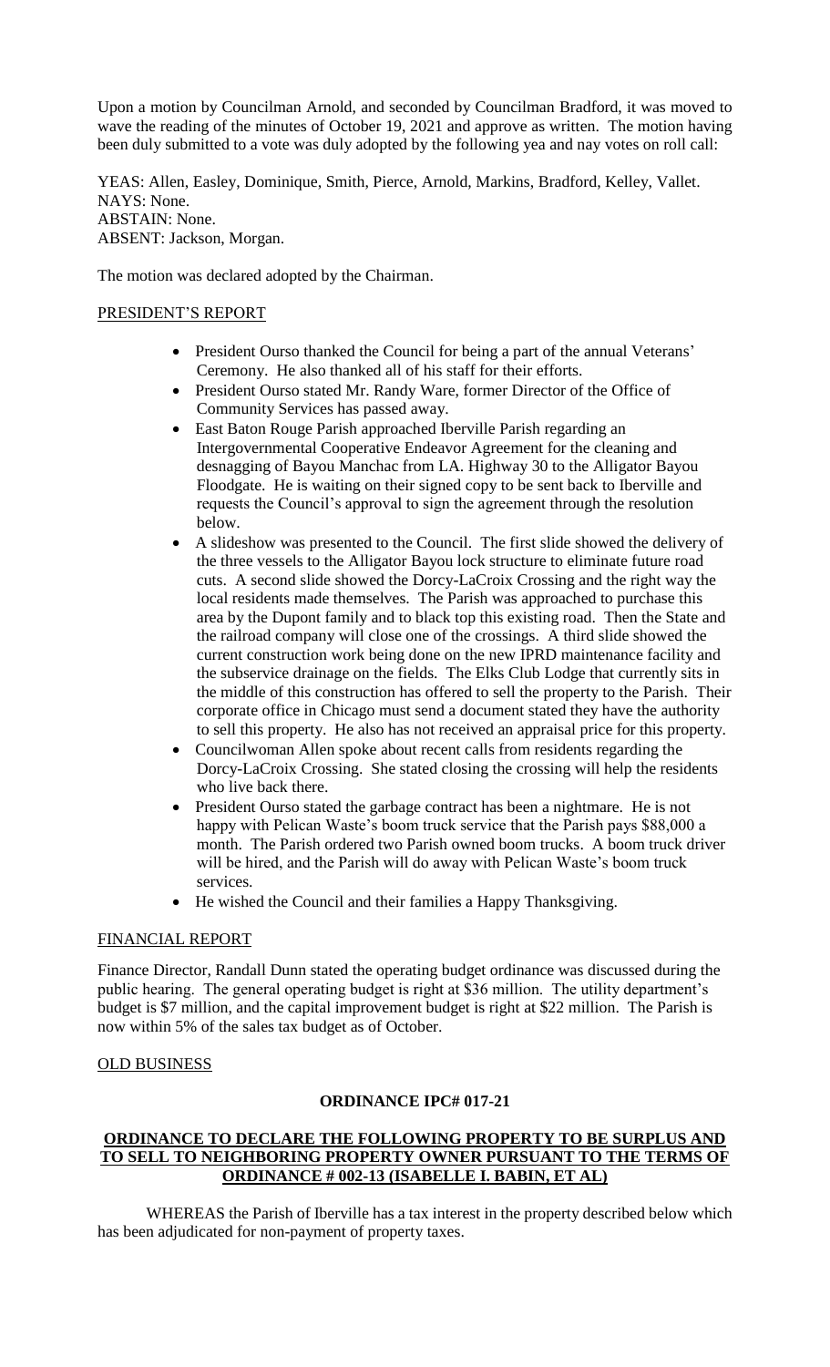Upon a motion by Councilman Arnold, and seconded by Councilman Bradford, it was moved to wave the reading of the minutes of October 19, 2021 and approve as written. The motion having been duly submitted to a vote was duly adopted by the following yea and nay votes on roll call:

YEAS: Allen, Easley, Dominique, Smith, Pierce, Arnold, Markins, Bradford, Kelley, Vallet.
NAYS: None.
ABSTAIN: None.
ABSENT: Jackson, Morgan.

The motion was declared adopted by the Chairman.

## PRESIDENT'S REPORT

- President Ourso thanked the Council for being a part of the annual Veterans' Ceremony. He also thanked all of his staff for their efforts.
- President Ourso stated Mr. Randy Ware, former Director of the Office of Community Services has passed away.
- East Baton Rouge Parish approached Iberville Parish regarding an Intergovernmental Cooperative Endeavor Agreement for the cleaning and desnagging of Bayou Manchac from LA. Highway 30 to the Alligator Bayou Floodgate. He is waiting on their signed copy to be sent back to Iberville and requests the Council's approval to sign the agreement through the resolution below.
- A slideshow was presented to the Council. The first slide showed the delivery of the three vessels to the Alligator Bayou lock structure to eliminate future road cuts. A second slide showed the Dorcy-LaCroix Crossing and the right way the local residents made themselves. The Parish was approached to purchase this area by the Dupont family and to black top this existing road. Then the State and the railroad company will close one of the crossings. A third slide showed the current construction work being done on the new IPRD maintenance facility and the subservice drainage on the fields. The Elks Club Lodge that currently sits in the middle of this construction has offered to sell the property to the Parish. Their corporate office in Chicago must send a document stated they have the authority to sell this property. He also has not received an appraisal price for this property.
- Councilwoman Allen spoke about recent calls from residents regarding the Dorcy-LaCroix Crossing. She stated closing the crossing will help the residents who live back there.
- President Ourso stated the garbage contract has been a nightmare. He is not happy with Pelican Waste's boom truck service that the Parish pays $88,000 a month. The Parish ordered two Parish owned boom trucks. A boom truck driver will be hired, and the Parish will do away with Pelican Waste's boom truck services.
- He wished the Council and their families a Happy Thanksgiving.

## FINANCIAL REPORT

Finance Director, Randall Dunn stated the operating budget ordinance was discussed during the public hearing. The general operating budget is right at $36 million. The utility department's budget is $7 million, and the capital improvement budget is right at $22 million. The Parish is now within 5% of the sales tax budget as of October.

## OLD BUSINESS

### ORDINANCE IPC# 017-21

### ORDINANCE TO DECLARE THE FOLLOWING PROPERTY TO BE SURPLUS AND TO SELL TO NEIGHBORING PROPERTY OWNER PURSUANT TO THE TERMS OF ORDINANCE # 002-13 (ISABELLE I. BABIN, ET AL)

WHEREAS the Parish of Iberville has a tax interest in the property described below which has been adjudicated for non-payment of property taxes.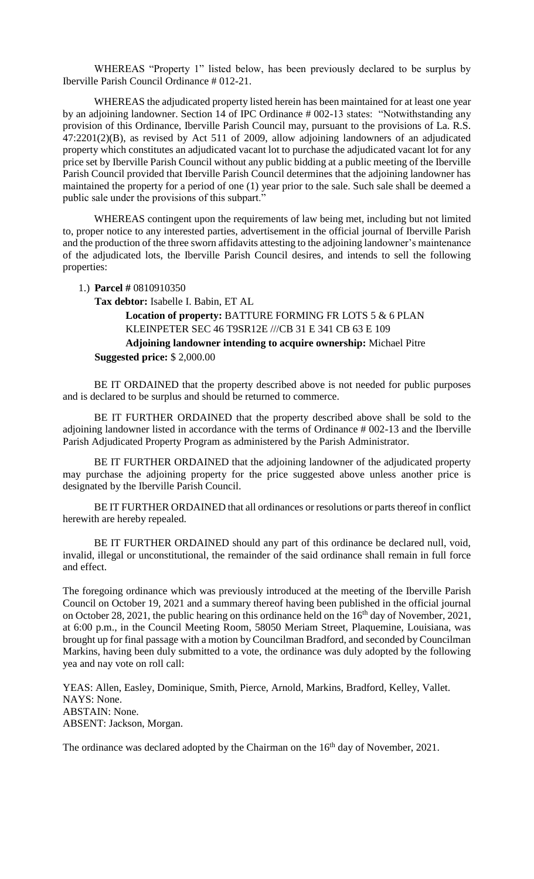WHEREAS "Property 1" listed below, has been previously declared to be surplus by Iberville Parish Council Ordinance # 012-21.

WHEREAS the adjudicated property listed herein has been maintained for at least one year by an adjoining landowner. Section 14 of IPC Ordinance # 002-13 states: "Notwithstanding any provision of this Ordinance, Iberville Parish Council may, pursuant to the provisions of La. R.S. 47:2201(2)(B), as revised by Act 511 of 2009, allow adjoining landowners of an adjudicated property which constitutes an adjudicated vacant lot to purchase the adjudicated vacant lot for any price set by Iberville Parish Council without any public bidding at a public meeting of the Iberville Parish Council provided that Iberville Parish Council determines that the adjoining landowner has maintained the property for a period of one (1) year prior to the sale. Such sale shall be deemed a public sale under the provisions of this subpart."

WHEREAS contingent upon the requirements of law being met, including but not limited to, proper notice to any interested parties, advertisement in the official journal of Iberville Parish and the production of the three sworn affidavits attesting to the adjoining landowner's maintenance of the adjudicated lots, the Iberville Parish Council desires, and intends to sell the following properties:

1.) **Parcel #** 0810910350

**Tax debtor:** Isabelle I. Babin, ET AL

**Location of property:** BATTURE FORMING FR LOTS 5 & 6 PLAN KLEINPETER SEC 46 T9SR12E ///CB 31 E 341 CB 63 E 109

**Adjoining landowner intending to acquire ownership:** Michael Pitre

**Suggested price:** $ 2,000.00

BE IT ORDAINED that the property described above is not needed for public purposes and is declared to be surplus and should be returned to commerce.

BE IT FURTHER ORDAINED that the property described above shall be sold to the adjoining landowner listed in accordance with the terms of Ordinance # 002-13 and the Iberville Parish Adjudicated Property Program as administered by the Parish Administrator.

BE IT FURTHER ORDAINED that the adjoining landowner of the adjudicated property may purchase the adjoining property for the price suggested above unless another price is designated by the Iberville Parish Council.

BE IT FURTHER ORDAINED that all ordinances or resolutions or parts thereof in conflict herewith are hereby repealed.

BE IT FURTHER ORDAINED should any part of this ordinance be declared null, void, invalid, illegal or unconstitutional, the remainder of the said ordinance shall remain in full force and effect.

The foregoing ordinance which was previously introduced at the meeting of the Iberville Parish Council on October 19, 2021 and a summary thereof having been published in the official journal on October 28, 2021, the public hearing on this ordinance held on the 16th day of November, 2021, at 6:00 p.m., in the Council Meeting Room, 58050 Meriam Street, Plaquemine, Louisiana, was brought up for final passage with a motion by Councilman Bradford, and seconded by Councilman Markins, having been duly submitted to a vote, the ordinance was duly adopted by the following yea and nay vote on roll call:

YEAS: Allen, Easley, Dominique, Smith, Pierce, Arnold, Markins, Bradford, Kelley, Vallet.
NAYS: None.
ABSTAIN: None.
ABSENT: Jackson, Morgan.

The ordinance was declared adopted by the Chairman on the 16th day of November, 2021.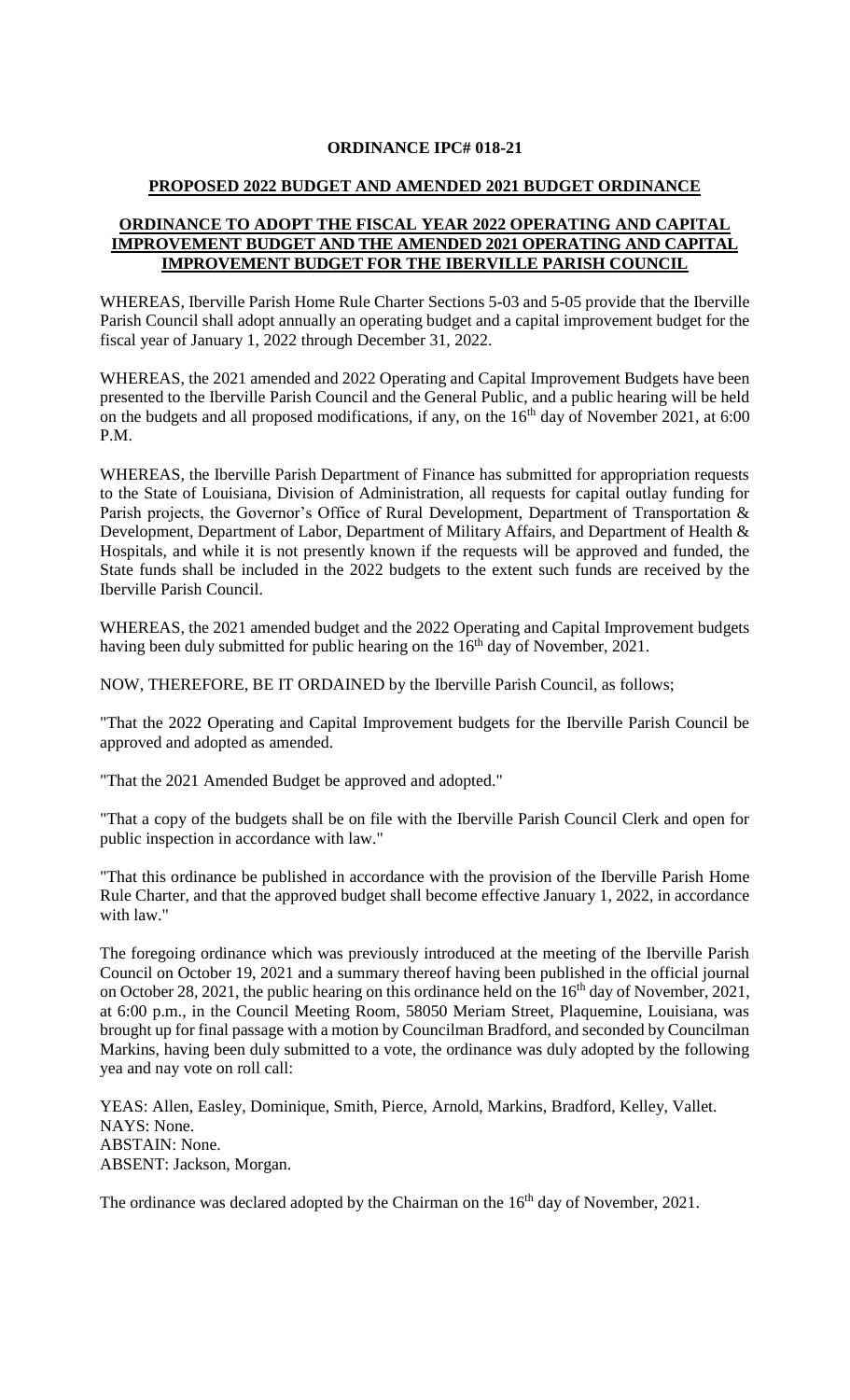**ORDINANCE IPC# 018-21**

**PROPOSED 2022 BUDGET AND AMENDED 2021 BUDGET ORDINANCE**

**ORDINANCE TO ADOPT THE FISCAL YEAR 2022 OPERATING AND CAPITAL IMPROVEMENT BUDGET AND THE AMENDED 2021 OPERATING AND CAPITAL IMPROVEMENT BUDGET FOR THE IBERVILLE PARISH COUNCIL**

WHEREAS, Iberville Parish Home Rule Charter Sections 5-03 and 5-05 provide that the Iberville Parish Council shall adopt annually an operating budget and a capital improvement budget for the fiscal year of January 1, 2022 through December 31, 2022.

WHEREAS, the 2021 amended and 2022 Operating and Capital Improvement Budgets have been presented to the Iberville Parish Council and the General Public, and a public hearing will be held on the budgets and all proposed modifications, if any, on the 16th day of November 2021, at 6:00 P.M.

WHEREAS, the Iberville Parish Department of Finance has submitted for appropriation requests to the State of Louisiana, Division of Administration, all requests for capital outlay funding for Parish projects, the Governor's Office of Rural Development, Department of Transportation & Development, Department of Labor, Department of Military Affairs, and Department of Health & Hospitals, and while it is not presently known if the requests will be approved and funded, the State funds shall be included in the 2022 budgets to the extent such funds are received by the Iberville Parish Council.

WHEREAS, the 2021 amended budget and the 2022 Operating and Capital Improvement budgets having been duly submitted for public hearing on the 16th day of November, 2021.

NOW, THEREFORE, BE IT ORDAINED by the Iberville Parish Council, as follows;

"That the 2022 Operating and Capital Improvement budgets for the Iberville Parish Council be approved and adopted as amended.

"That the 2021 Amended Budget be approved and adopted."

"That a copy of the budgets shall be on file with the Iberville Parish Council Clerk and open for public inspection in accordance with law."

"That this ordinance be published in accordance with the provision of the Iberville Parish Home Rule Charter, and that the approved budget shall become effective January 1, 2022, in accordance with law."

The foregoing ordinance which was previously introduced at the meeting of the Iberville Parish Council on October 19, 2021 and a summary thereof having been published in the official journal on October 28, 2021, the public hearing on this ordinance held on the 16th day of November, 2021, at 6:00 p.m., in the Council Meeting Room, 58050 Meriam Street, Plaquemine, Louisiana, was brought up for final passage with a motion by Councilman Bradford, and seconded by Councilman Markins, having been duly submitted to a vote, the ordinance was duly adopted by the following yea and nay vote on roll call:

YEAS: Allen, Easley, Dominique, Smith, Pierce, Arnold, Markins, Bradford, Kelley, Vallet.
NAYS: None.
ABSTAIN: None.
ABSENT: Jackson, Morgan.

The ordinance was declared adopted by the Chairman on the 16th day of November, 2021.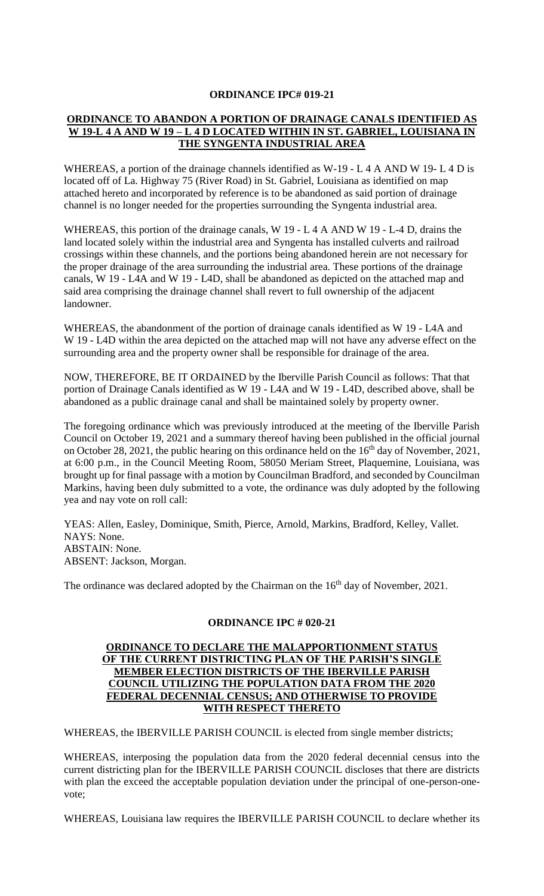**ORDINANCE IPC# 019-21**

**ORDINANCE TO ABANDON A PORTION OF DRAINAGE CANALS IDENTIFIED AS W 19-L 4 A AND W 19 – L 4 D LOCATED WITHIN IN ST. GABRIEL, LOUISIANA IN THE SYNGENTA INDUSTRIAL AREA**

WHEREAS, a portion of the drainage channels identified as W-19 - L 4 A AND W 19- L 4 D is located off of La. Highway 75 (River Road) in St. Gabriel, Louisiana as identified on map attached hereto and incorporated by reference is to be abandoned as said portion of drainage channel is no longer needed for the properties surrounding the Syngenta industrial area.

WHEREAS, this portion of the drainage canals, W 19 - L 4 A AND W 19 - L-4 D, drains the land located solely within the industrial area and Syngenta has installed culverts and railroad crossings within these channels, and the portions being abandoned herein are not necessary for the proper drainage of the area surrounding the industrial area. These portions of the drainage canals, W 19 - L4A and W 19 - L4D, shall be abandoned as depicted on the attached map and said area comprising the drainage channel shall revert to full ownership of the adjacent landowner.

WHEREAS, the abandonment of the portion of drainage canals identified as W 19 - L4A and W 19 - L4D within the area depicted on the attached map will not have any adverse effect on the surrounding area and the property owner shall be responsible for drainage of the area.

NOW, THEREFORE, BE IT ORDAINED by the Iberville Parish Council as follows: That that portion of Drainage Canals identified as W 19 - L4A and W 19 - L4D, described above, shall be abandoned as a public drainage canal and shall be maintained solely by property owner.

The foregoing ordinance which was previously introduced at the meeting of the Iberville Parish Council on October 19, 2021 and a summary thereof having been published in the official journal on October 28, 2021, the public hearing on this ordinance held on the 16th day of November, 2021, at 6:00 p.m., in the Council Meeting Room, 58050 Meriam Street, Plaquemine, Louisiana, was brought up for final passage with a motion by Councilman Bradford, and seconded by Councilman Markins, having been duly submitted to a vote, the ordinance was duly adopted by the following yea and nay vote on roll call:

YEAS: Allen, Easley, Dominique, Smith, Pierce, Arnold, Markins, Bradford, Kelley, Vallet.
NAYS: None.
ABSTAIN: None.
ABSENT: Jackson, Morgan.

The ordinance was declared adopted by the Chairman on the 16th day of November, 2021.

**ORDINANCE IPC # 020-21**

**ORDINANCE TO DECLARE THE MALAPPORTIONMENT STATUS OF THE CURRENT DISTRICTING PLAN OF THE PARISH'S SINGLE MEMBER ELECTION DISTRICTS OF THE IBERVILLE PARISH COUNCIL UTILIZING THE POPULATION DATA FROM THE 2020 FEDERAL DECENNIAL CENSUS; AND OTHERWISE TO PROVIDE WITH RESPECT THERETO**

WHEREAS, the IBERVILLE PARISH COUNCIL is elected from single member districts;

WHEREAS, interposing the population data from the 2020 federal decennial census into the current districting plan for the IBERVILLE PARISH COUNCIL discloses that there are districts with plan the exceed the acceptable population deviation under the principal of one-person-one-vote;

WHEREAS, Louisiana law requires the IBERVILLE PARISH COUNCIL to declare whether its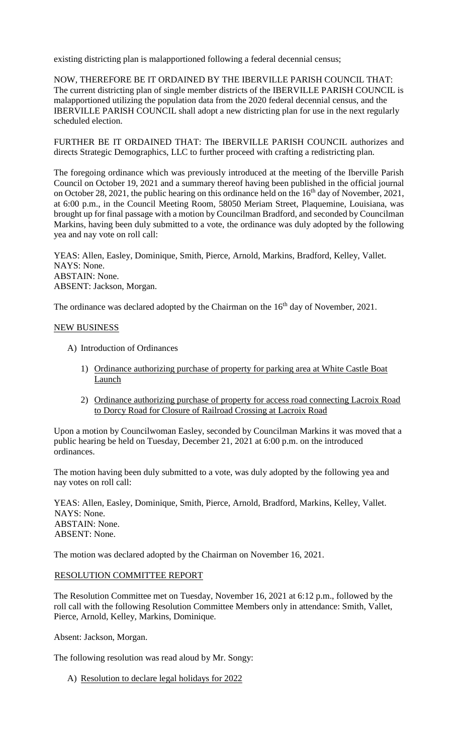existing districting plan is malapportioned following a federal decennial census;

NOW, THEREFORE BE IT ORDAINED BY THE IBERVILLE PARISH COUNCIL THAT: The current districting plan of single member districts of the IBERVILLE PARISH COUNCIL is malapportioned utilizing the population data from the 2020 federal decennial census, and the IBERVILLE PARISH COUNCIL shall adopt a new districting plan for use in the next regularly scheduled election.

FURTHER BE IT ORDAINED THAT: The IBERVILLE PARISH COUNCIL authorizes and directs Strategic Demographics, LLC to further proceed with crafting a redistricting plan.

The foregoing ordinance which was previously introduced at the meeting of the Iberville Parish Council on October 19, 2021 and a summary thereof having been published in the official journal on October 28, 2021, the public hearing on this ordinance held on the 16th day of November, 2021, at 6:00 p.m., in the Council Meeting Room, 58050 Meriam Street, Plaquemine, Louisiana, was brought up for final passage with a motion by Councilman Bradford, and seconded by Councilman Markins, having been duly submitted to a vote, the ordinance was duly adopted by the following yea and nay vote on roll call:

YEAS: Allen, Easley, Dominique, Smith, Pierce, Arnold, Markins, Bradford, Kelley, Vallet.
NAYS: None.
ABSTAIN: None.
ABSENT: Jackson, Morgan.

The ordinance was declared adopted by the Chairman on the 16th day of November, 2021.

## NEW BUSINESS

A) Introduction of Ordinances

1) Ordinance authorizing purchase of property for parking area at White Castle Boat Launch

2) Ordinance authorizing purchase of property for access road connecting Lacroix Road to Dorcy Road for Closure of Railroad Crossing at Lacroix Road

Upon a motion by Councilwoman Easley, seconded by Councilman Markins it was moved that a public hearing be held on Tuesday, December 21, 2021 at 6:00 p.m. on the introduced ordinances.

The motion having been duly submitted to a vote, was duly adopted by the following yea and nay votes on roll call:

YEAS: Allen, Easley, Dominique, Smith, Pierce, Arnold, Bradford, Markins, Kelley, Vallet.
NAYS: None.
ABSTAIN: None.
ABSENT: None.

The motion was declared adopted by the Chairman on November 16, 2021.

## RESOLUTION COMMITTEE REPORT

The Resolution Committee met on Tuesday, November 16, 2021 at 6:12 p.m., followed by the roll call with the following Resolution Committee Members only in attendance: Smith, Vallet, Pierce, Arnold, Kelley, Markins, Dominique.

Absent: Jackson, Morgan.

The following resolution was read aloud by Mr. Songy:

A) Resolution to declare legal holidays for 2022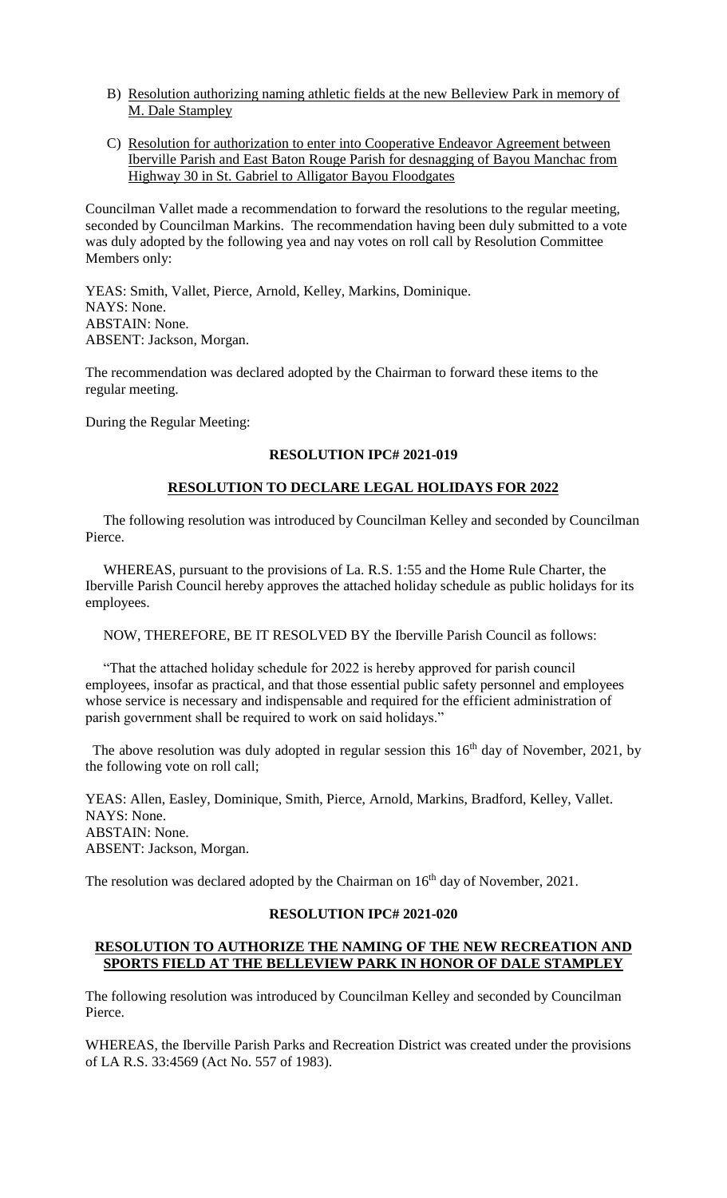B) Resolution authorizing naming athletic fields at the new Belleview Park in memory of M. Dale Stampley

C) Resolution for authorization to enter into Cooperative Endeavor Agreement between Iberville Parish and East Baton Rouge Parish for desnagging of Bayou Manchac from Highway 30 in St. Gabriel to Alligator Bayou Floodgates

Councilman Vallet made a recommendation to forward the resolutions to the regular meeting, seconded by Councilman Markins. The recommendation having been duly submitted to a vote was duly adopted by the following yea and nay votes on roll call by Resolution Committee Members only:

YEAS: Smith, Vallet, Pierce, Arnold, Kelley, Markins, Dominique.
NAYS: None.
ABSTAIN: None.
ABSENT: Jackson, Morgan.

The recommendation was declared adopted by the Chairman to forward these items to the regular meeting.

During the Regular Meeting:

**RESOLUTION IPC# 2021-019**

**RESOLUTION TO DECLARE LEGAL HOLIDAYS FOR 2022**

The following resolution was introduced by Councilman Kelley and seconded by Councilman Pierce.

WHEREAS, pursuant to the provisions of La. R.S. 1:55 and the Home Rule Charter, the Iberville Parish Council hereby approves the attached holiday schedule as public holidays for its employees.

NOW, THEREFORE, BE IT RESOLVED BY the Iberville Parish Council as follows:

"That the attached holiday schedule for 2022 is hereby approved for parish council employees, insofar as practical, and that those essential public safety personnel and employees whose service is necessary and indispensable and required for the efficient administration of parish government shall be required to work on said holidays."

The above resolution was duly adopted in regular session this 16th day of November, 2021, by the following vote on roll call;

YEAS: Allen, Easley, Dominique, Smith, Pierce, Arnold, Markins, Bradford, Kelley, Vallet.
NAYS: None.
ABSTAIN: None.
ABSENT: Jackson, Morgan.

The resolution was declared adopted by the Chairman on 16th day of November, 2021.

**RESOLUTION IPC# 2021-020**

**RESOLUTION TO AUTHORIZE THE NAMING OF THE NEW RECREATION AND SPORTS FIELD AT THE BELLEVIEW PARK IN HONOR OF DALE STAMPLEY**

The following resolution was introduced by Councilman Kelley and seconded by Councilman Pierce.

WHEREAS, the Iberville Parish Parks and Recreation District was created under the provisions of LA R.S. 33:4569 (Act No. 557 of 1983).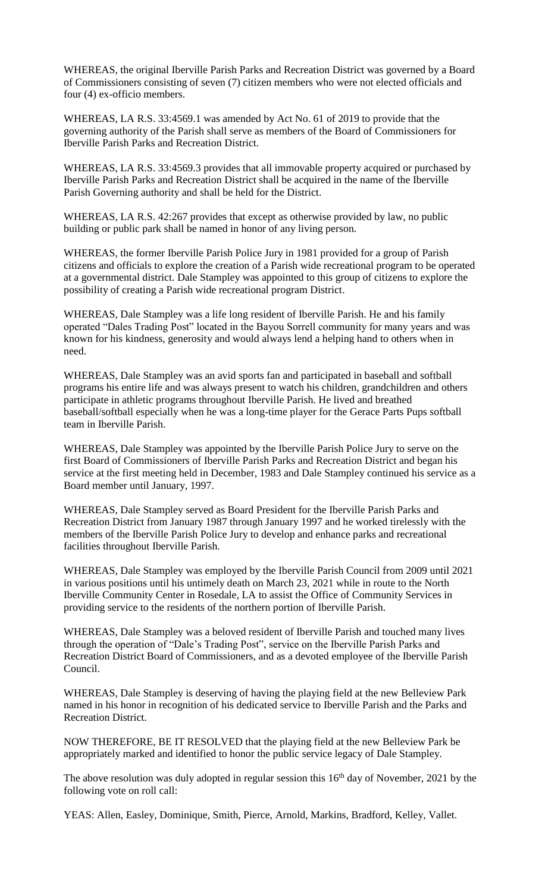WHEREAS, the original Iberville Parish Parks and Recreation District was governed by a Board of Commissioners consisting of seven (7) citizen members who were not elected officials and four (4) ex-officio members.

WHEREAS, LA R.S. 33:4569.1 was amended by Act No. 61 of 2019 to provide that the governing authority of the Parish shall serve as members of the Board of Commissioners for Iberville Parish Parks and Recreation District.

WHEREAS, LA R.S. 33:4569.3 provides that all immovable property acquired or purchased by Iberville Parish Parks and Recreation District shall be acquired in the name of the Iberville Parish Governing authority and shall be held for the District.

WHEREAS, LA R.S. 42:267 provides that except as otherwise provided by law, no public building or public park shall be named in honor of any living person.

WHEREAS, the former Iberville Parish Police Jury in 1981 provided for a group of Parish citizens and officials to explore the creation of a Parish wide recreational program to be operated at a governmental district. Dale Stampley was appointed to this group of citizens to explore the possibility of creating a Parish wide recreational program District.

WHEREAS, Dale Stampley was a life long resident of Iberville Parish. He and his family operated "Dales Trading Post" located in the Bayou Sorrell community for many years and was known for his kindness, generosity and would always lend a helping hand to others when in need.

WHEREAS, Dale Stampley was an avid sports fan and participated in baseball and softball programs his entire life and was always present to watch his children, grandchildren and others participate in athletic programs throughout Iberville Parish. He lived and breathed baseball/softball especially when he was a long-time player for the Gerace Parts Pups softball team in Iberville Parish.

WHEREAS, Dale Stampley was appointed by the Iberville Parish Police Jury to serve on the first Board of Commissioners of Iberville Parish Parks and Recreation District and began his service at the first meeting held in December, 1983 and Dale Stampley continued his service as a Board member until January, 1997.

WHEREAS, Dale Stampley served as Board President for the Iberville Parish Parks and Recreation District from January 1987 through January 1997 and he worked tirelessly with the members of the Iberville Parish Police Jury to develop and enhance parks and recreational facilities throughout Iberville Parish.

WHEREAS, Dale Stampley was employed by the Iberville Parish Council from 2009 until 2021 in various positions until his untimely death on March 23, 2021 while in route to the North Iberville Community Center in Rosedale, LA to assist the Office of Community Services in providing service to the residents of the northern portion of Iberville Parish.

WHEREAS, Dale Stampley was a beloved resident of Iberville Parish and touched many lives through the operation of "Dale's Trading Post", service on the Iberville Parish Parks and Recreation District Board of Commissioners, and as a devoted employee of the Iberville Parish Council.

WHEREAS, Dale Stampley is deserving of having the playing field at the new Belleview Park named in his honor in recognition of his dedicated service to Iberville Parish and the Parks and Recreation District.

NOW THEREFORE, BE IT RESOLVED that the playing field at the new Belleview Park be appropriately marked and identified to honor the public service legacy of Dale Stampley.

The above resolution was duly adopted in regular session this 16th day of November, 2021 by the following vote on roll call:

YEAS: Allen, Easley, Dominique, Smith, Pierce, Arnold, Markins, Bradford, Kelley, Vallet.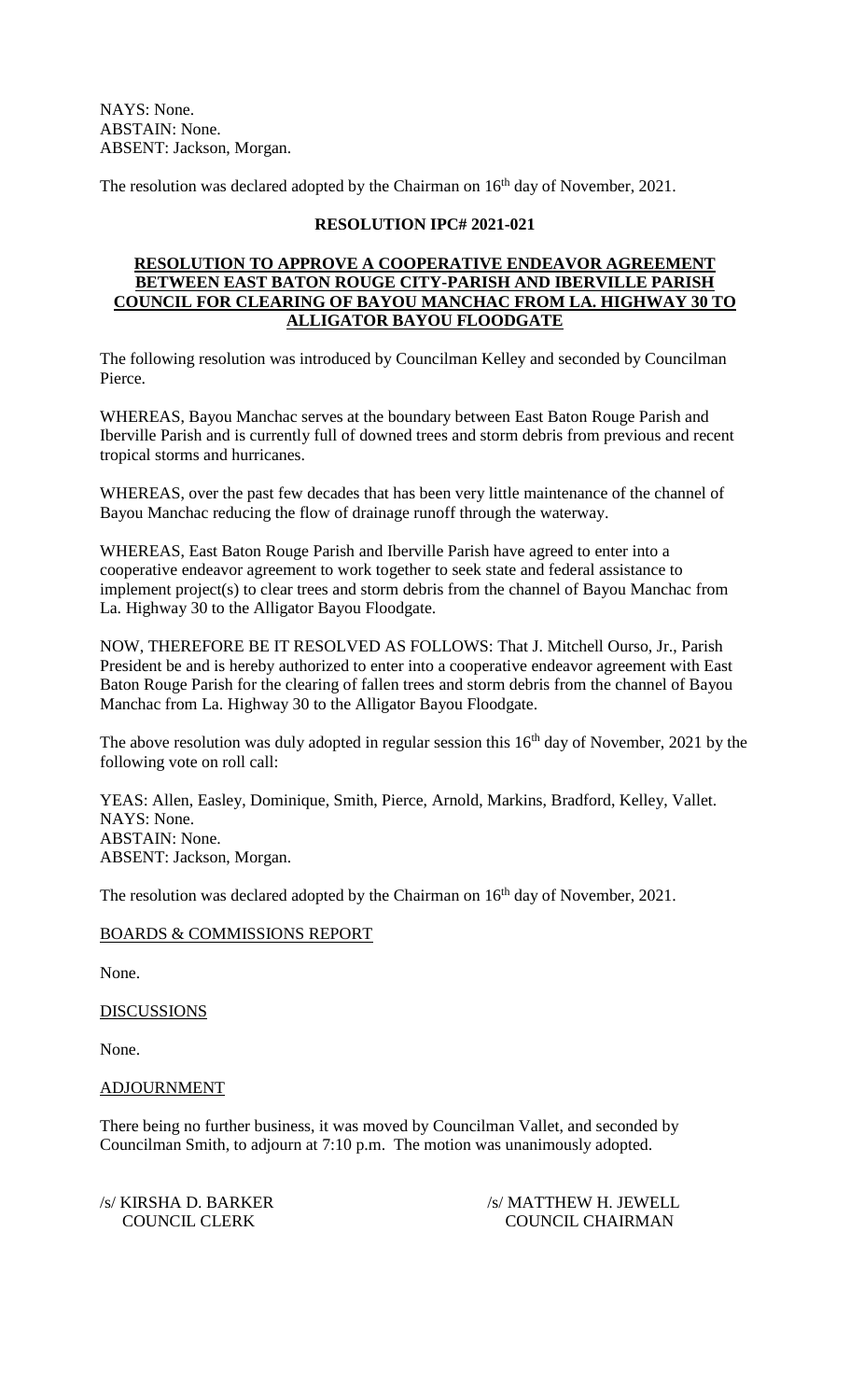NAYS: None.
ABSTAIN: None.
ABSENT: Jackson, Morgan.

The resolution was declared adopted by the Chairman on 16th day of November, 2021.

**RESOLUTION IPC# 2021-021**

**RESOLUTION TO APPROVE A COOPERATIVE ENDEAVOR AGREEMENT BETWEEN EAST BATON ROUGE CITY-PARISH AND IBERVILLE PARISH COUNCIL FOR CLEARING OF BAYOU MANCHAC FROM LA. HIGHWAY 30 TO ALLIGATOR BAYOU FLOODGATE**

The following resolution was introduced by Councilman Kelley and seconded by Councilman Pierce.

WHEREAS, Bayou Manchac serves at the boundary between East Baton Rouge Parish and Iberville Parish and is currently full of downed trees and storm debris from previous and recent tropical storms and hurricanes.

WHEREAS, over the past few decades that has been very little maintenance of the channel of Bayou Manchac reducing the flow of drainage runoff through the waterway.

WHEREAS, East Baton Rouge Parish and Iberville Parish have agreed to enter into a cooperative endeavor agreement to work together to seek state and federal assistance to implement project(s) to clear trees and storm debris from the channel of Bayou Manchac from La. Highway 30 to the Alligator Bayou Floodgate.

NOW, THEREFORE BE IT RESOLVED AS FOLLOWS: That J. Mitchell Ourso, Jr., Parish President be and is hereby authorized to enter into a cooperative endeavor agreement with East Baton Rouge Parish for the clearing of fallen trees and storm debris from the channel of Bayou Manchac from La. Highway 30 to the Alligator Bayou Floodgate.

The above resolution was duly adopted in regular session this 16th day of November, 2021 by the following vote on roll call:

YEAS: Allen, Easley, Dominique, Smith, Pierce, Arnold, Markins, Bradford, Kelley, Vallet.
NAYS: None.
ABSTAIN: None.
ABSENT: Jackson, Morgan.

The resolution was declared adopted by the Chairman on 16th day of November, 2021.

BOARDS & COMMISSIONS REPORT

None.

DISCUSSIONS

None.

ADJOURNMENT

There being no further business, it was moved by Councilman Vallet, and seconded by Councilman Smith, to adjourn at 7:10 p.m. The motion was unanimously adopted.

/s/ KIRSHA D. BARKER
COUNCIL CLERK

/s/ MATTHEW H. JEWELL
COUNCIL CHAIRMAN